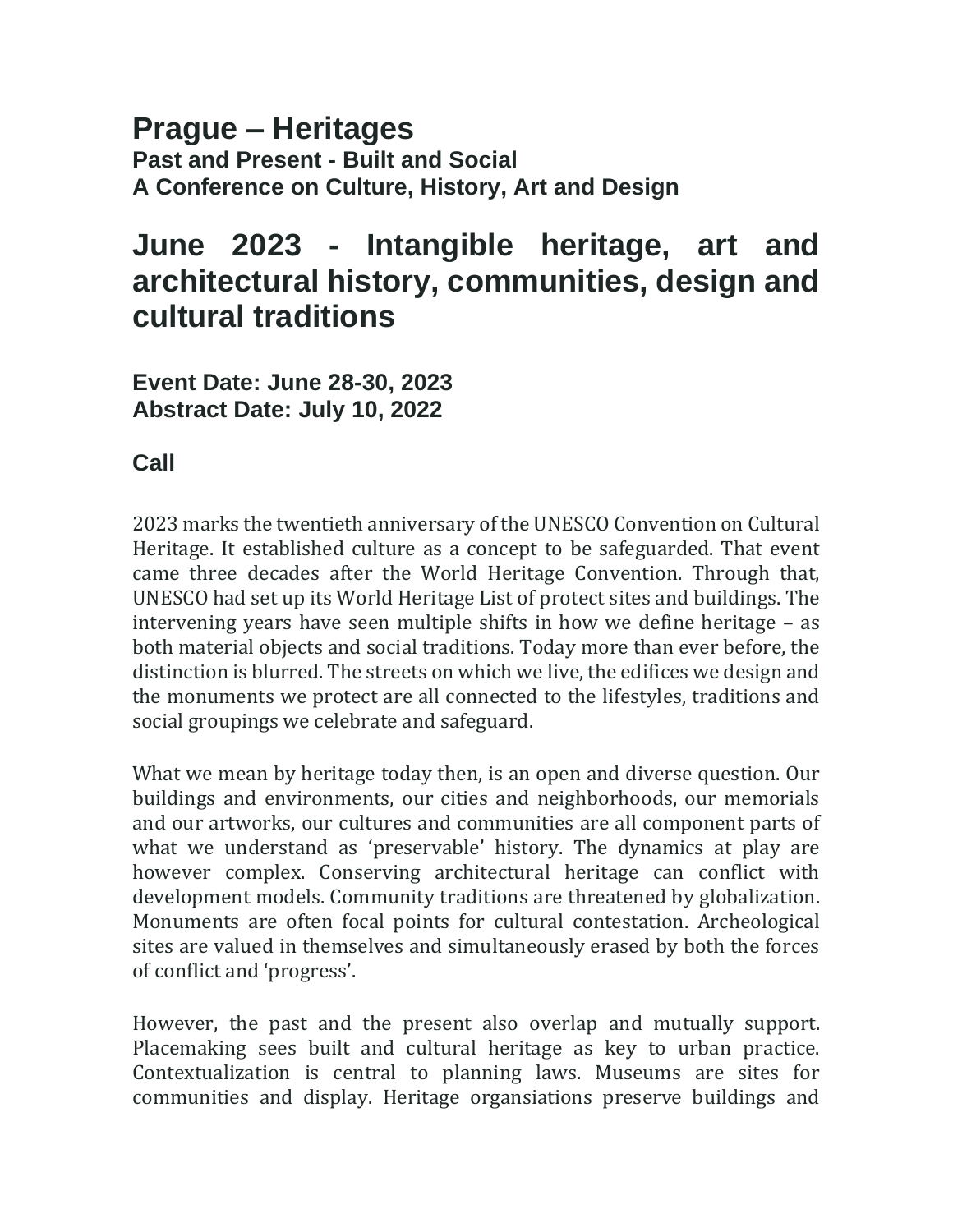# Prague – Heritages

### Past and Present - Built and Social
### A Conference on Culture, History, Art and Design

## June 2023 - Intangible heritage, art and architectural history, communities, design and cultural traditions

### Event Date: June 28-30, 2023
### Abstract Date: July 10, 2022

### Call

2023 marks the twentieth anniversary of the UNESCO Convention on Cultural Heritage. It established culture as a concept to be safeguarded. That event came three decades after the World Heritage Convention. Through that, UNESCO had set up its World Heritage List of protect sites and buildings. The intervening years have seen multiple shifts in how we define heritage – as both material objects and social traditions. Today more than ever before, the distinction is blurred. The streets on which we live, the edifices we design and the monuments we protect are all connected to the lifestyles, traditions and social groupings we celebrate and safeguard.

What we mean by heritage today then, is an open and diverse question. Our buildings and environments, our cities and neighborhoods, our memorials and our artworks, our cultures and communities are all component parts of what we understand as 'preservable' history. The dynamics at play are however complex. Conserving architectural heritage can conflict with development models. Community traditions are threatened by globalization. Monuments are often focal points for cultural contestation. Archeological sites are valued in themselves and simultaneously erased by both the forces of conflict and 'progress'.

However, the past and the present also overlap and mutually support. Placemaking sees built and cultural heritage as key to urban practice. Contextualization is central to planning laws. Museums are sites for communities and display. Heritage organsiations preserve buildings and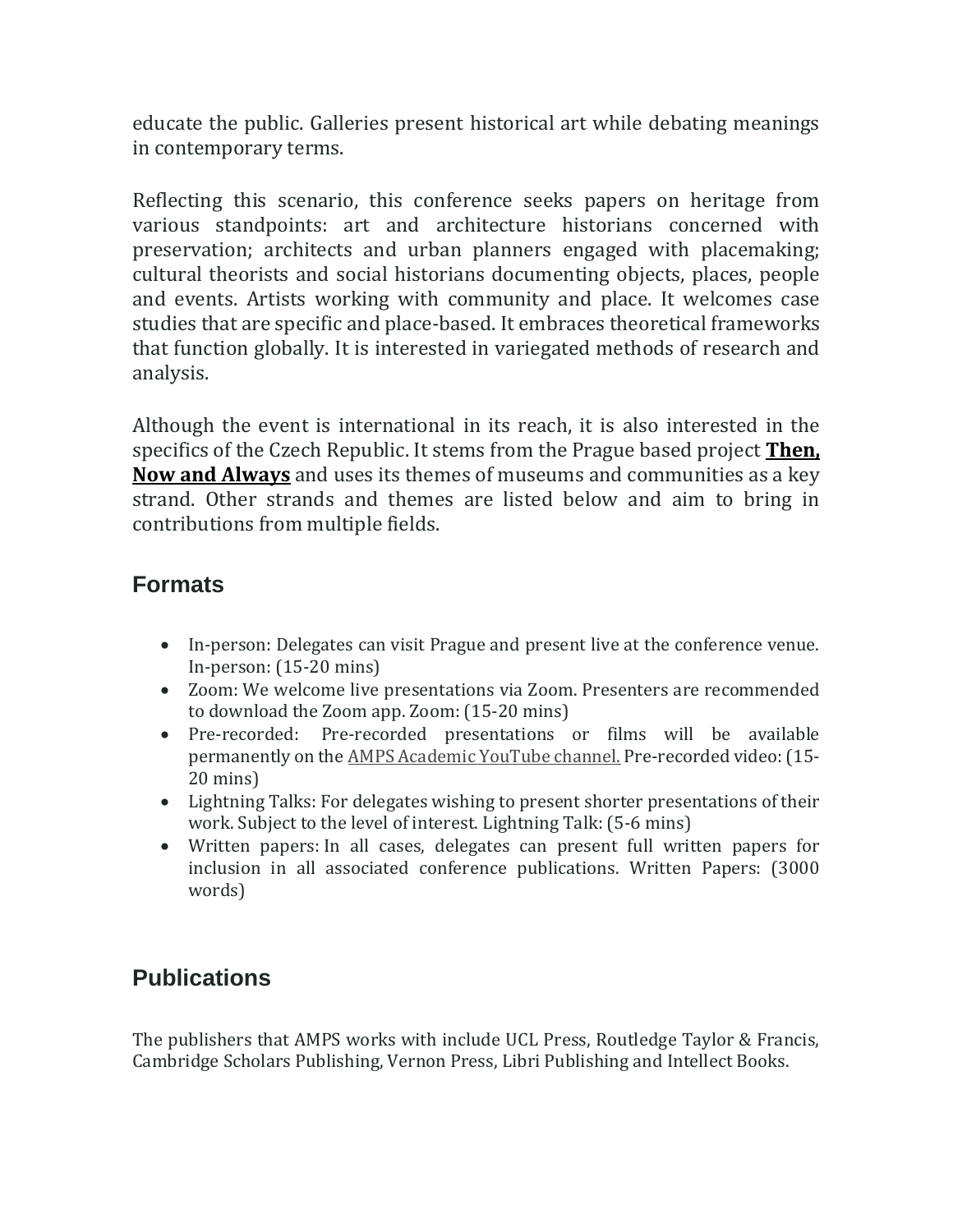educate the public. Galleries present historical art while debating meanings in contemporary terms.

Reflecting this scenario, this conference seeks papers on heritage from various standpoints: art and architecture historians concerned with preservation; architects and urban planners engaged with placemaking; cultural theorists and social historians documenting objects, places, people and events. Artists working with community and place. It welcomes case studies that are specific and place-based. It embraces theoretical frameworks that function globally. It is interested in variegated methods of research and analysis.

Although the event is international in its reach, it is also interested in the specifics of the Czech Republic. It stems from the Prague based project **Then, Now and Always** and uses its themes of museums and communities as a key strand. Other strands and themes are listed below and aim to bring in contributions from multiple fields.

## Formats

- In-person: Delegates can visit Prague and present live at the conference venue. In-person: (15-20 mins)
- Zoom: We welcome live presentations via Zoom. Presenters are recommended to download the Zoom app. Zoom: (15-20 mins)
- Pre-recorded: Pre-recorded presentations or films will be available permanently on the AMPS Academic YouTube channel. Pre-recorded video: (15-20 mins)
- Lightning Talks: For delegates wishing to present shorter presentations of their work. Subject to the level of interest. Lightning Talk: (5-6 mins)
- Written papers: In all cases, delegates can present full written papers for inclusion in all associated conference publications. Written Papers: (3000 words)

## Publications

The publishers that AMPS works with include UCL Press, Routledge Taylor & Francis, Cambridge Scholars Publishing, Vernon Press, Libri Publishing and Intellect Books.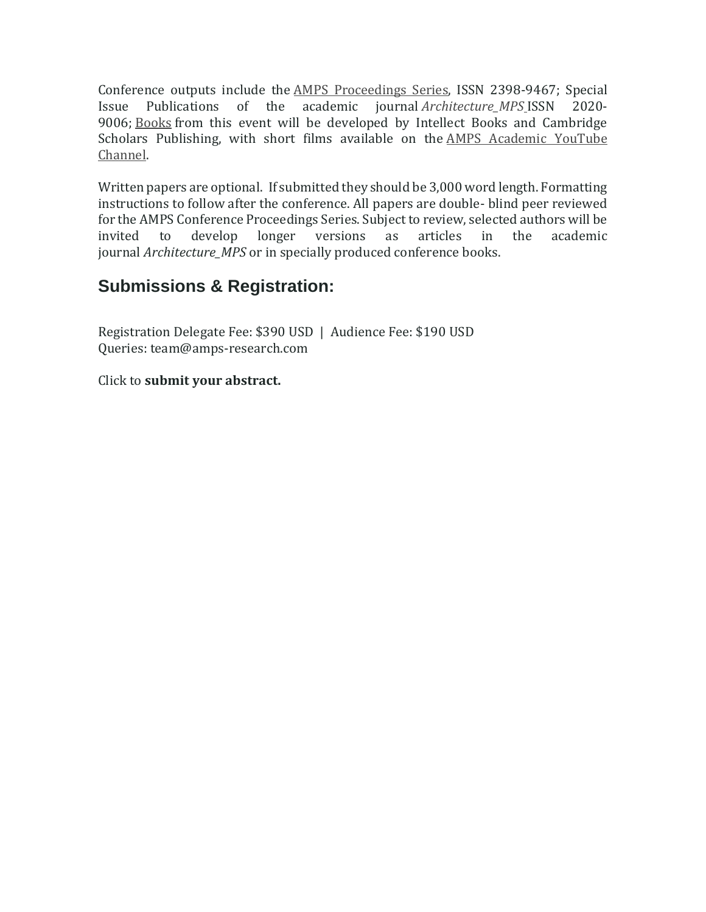Conference outputs include the AMPS Proceedings Series, ISSN 2398-9467; Special Issue Publications of the academic journal *Architecture_MPS* ISSN 2020-9006; Books from this event will be developed by Intellect Books and Cambridge Scholars Publishing, with short films available on the AMPS Academic YouTube Channel.

Written papers are optional. If submitted they should be 3,000 word length. Formatting instructions to follow after the conference. All papers are double- blind peer reviewed for the AMPS Conference Proceedings Series. Subject to review, selected authors will be invited to develop longer versions as articles in the academic journal *Architecture_MPS* or in specially produced conference books.

## Submissions & Registration:

Registration Delegate Fee: $390 USD | Audience Fee: $190 USD
Queries: team@amps-research.com

Click to **submit your abstract.**